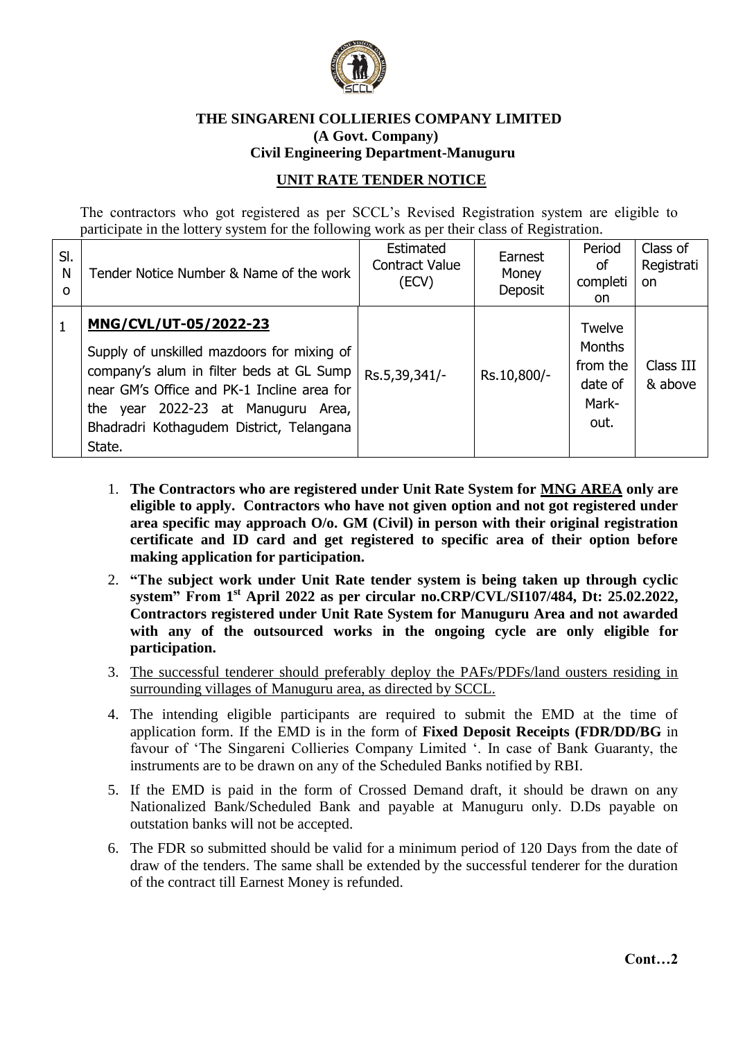**THE SINGARENI COLLIERIES COMPANY LIMITED**
**(A Govt. Company)**
**Civil Engineering Department-Manuguru**

**UNIT RATE TENDER NOTICE**

The contractors who got registered as per SCCL's Revised Registration system are eligible to participate in the lottery system for the following work as per their class of Registration.

| Sl. No | Tender Notice Number & Name of the work | Estimated Contract Value (ECV) | Earnest Money Deposit | Period of completion | Class of Registration |
|---|---|---|---|---|---|
| 1 | **MNG/CVL/UT-05/2022-23**<br>Supply of unskilled mazdoors for mixing of company's alum in filter beds at GL Sump near GM's Office and PK-1 Incline area for the year 2022-23 at Manuguru Area, Bhadradri Kothagudem District, Telangana State. | Rs.5,39,341/- | Rs.10,800/- | Twelve Months from the date of Mark-out. | Class III & above |

1. **The Contractors who are registered under Unit Rate System for MNG AREA only are eligible to apply. Contractors who have not given option and not got registered under area specific may approach O/o. GM (Civil) in person with their original registration certificate and ID card and get registered to specific area of their option before making application for participation.**
2. **"The subject work under Unit Rate tender system is being taken up through cyclic system" From 1st April 2022 as per circular no.CRP/CVL/SI107/484, Dt: 25.02.2022, Contractors registered under Unit Rate System for Manuguru Area and not awarded with any of the outsourced works in the ongoing cycle are only eligible for participation.**
3. The successful tenderer should preferably deploy the PAFs/PDFs/land ousters residing in surrounding villages of Manuguru area, as directed by SCCL.
4. The intending eligible participants are required to submit the EMD at the time of application form. If the EMD is in the form of **Fixed Deposit Receipts (FDR/DD/BG** in favour of 'The Singareni Collieries Company Limited '. In case of Bank Guaranty, the instruments are to be drawn on any of the Scheduled Banks notified by RBI.
5. If the EMD is paid in the form of Crossed Demand draft, it should be drawn on any Nationalized Bank/Scheduled Bank and payable at Manuguru only. D.Ds payable on outstation banks will not be accepted.
6. The FDR so submitted should be valid for a minimum period of 120 Days from the date of draw of the tenders. The same shall be extended by the successful tenderer for the duration of the contract till Earnest Money is refunded.

**Cont…2**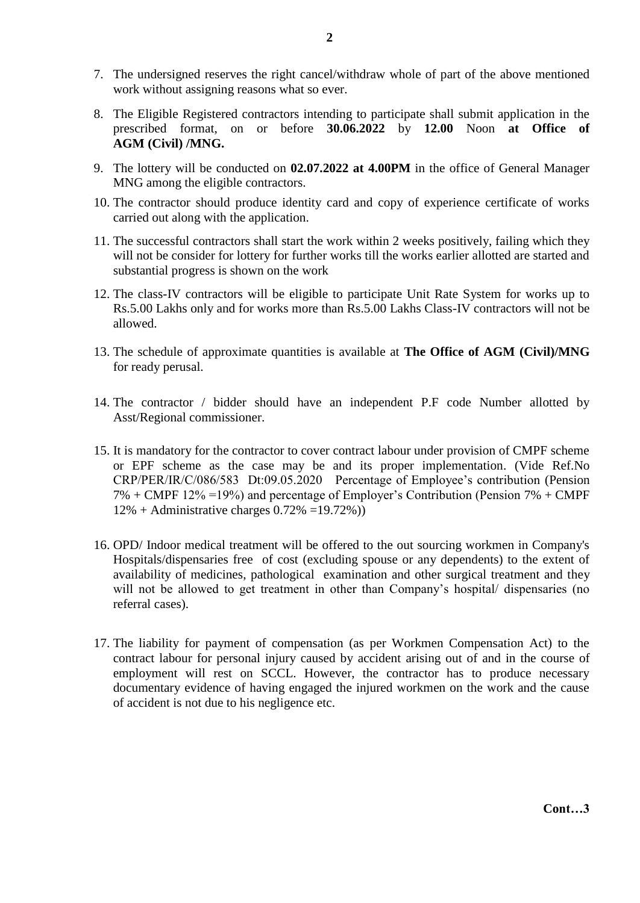7. The undersigned reserves the right cancel/withdraw whole of part of the above mentioned work without assigning reasons what so ever.

8. The Eligible Registered contractors intending to participate shall submit application in the prescribed format, on or before **30.06.2022** by **12.00** Noon **at Office of AGM (Civil) /MNG.**

9. The lottery will be conducted on **02.07.2022 at 4.00PM** in the office of General Manager MNG among the eligible contractors.

10. The contractor should produce identity card and copy of experience certificate of works carried out along with the application.

11. The successful contractors shall start the work within 2 weeks positively, failing which they will not be consider for lottery for further works till the works earlier allotted are started and substantial progress is shown on the work

12. The class-IV contractors will be eligible to participate Unit Rate System for works up to Rs.5.00 Lakhs only and for works more than Rs.5.00 Lakhs Class-IV contractors will not be allowed.

13. The schedule of approximate quantities is available at **The Office of AGM (Civil)/MNG** for ready perusal.

14. The contractor / bidder should have an independent P.F code Number allotted by Asst/Regional commissioner.

15. It is mandatory for the contractor to cover contract labour under provision of CMPF scheme or EPF scheme as the case may be and its proper implementation. (Vide Ref.No CRP/PER/IR/C/086/583 Dt:09.05.2020 Percentage of Employee's contribution (Pension 7% + CMPF 12% =19%) and percentage of Employer's Contribution (Pension 7% + CMPF 12% + Administrative charges 0.72% =19.72%))

16. OPD/ Indoor medical treatment will be offered to the out sourcing workmen in Company's Hospitals/dispensaries free of cost (excluding spouse or any dependents) to the extent of availability of medicines, pathological examination and other surgical treatment and they will not be allowed to get treatment in other than Company's hospital/ dispensaries (no referral cases).

17. The liability for payment of compensation (as per Workmen Compensation Act) to the contract labour for personal injury caused by accident arising out of and in the course of employment will rest on SCCL. However, the contractor has to produce necessary documentary evidence of having engaged the injured workmen on the work and the cause of accident is not due to his negligence etc.

**Cont…3**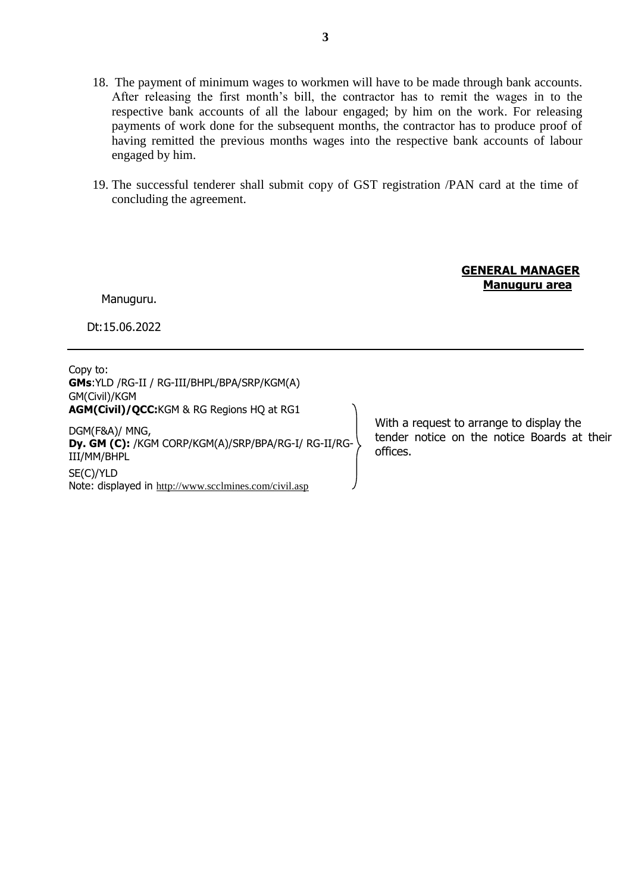18. The payment of minimum wages to workmen will have to be made through bank accounts. After releasing the first month's bill, the contractor has to remit the wages in to the respective bank accounts of all the labour engaged; by him on the work. For releasing payments of work done for the subsequent months, the contractor has to produce proof of having remitted the previous months wages into the respective bank accounts of labour engaged by him.

19. The successful tenderer shall submit copy of GST registration /PAN card at the time of concluding the agreement.

**GENERAL MANAGER**
**Manuguru area**

Manuguru.

Dt:15.06.2022

---

Copy to:
**GMs**:YLD /RG-II / RG-III/BHPL/BPA/SRP/KGM(A)
GM(Civil)/KGM
**AGM(Civil)/QCC:**KGM & RG Regions HQ at RG1
DGM(F&A)/ MNG,
**Dy. GM (C):** /KGM CORP/KGM(A)/SRP/BPA/RG-I/ RG-II/RG-III/MM/BHPL
SE(C)/YLD
Note: displayed in http://www.scclmines.com/civil.asp

With a request to arrange to display the tender notice on the notice Boards at their offices.